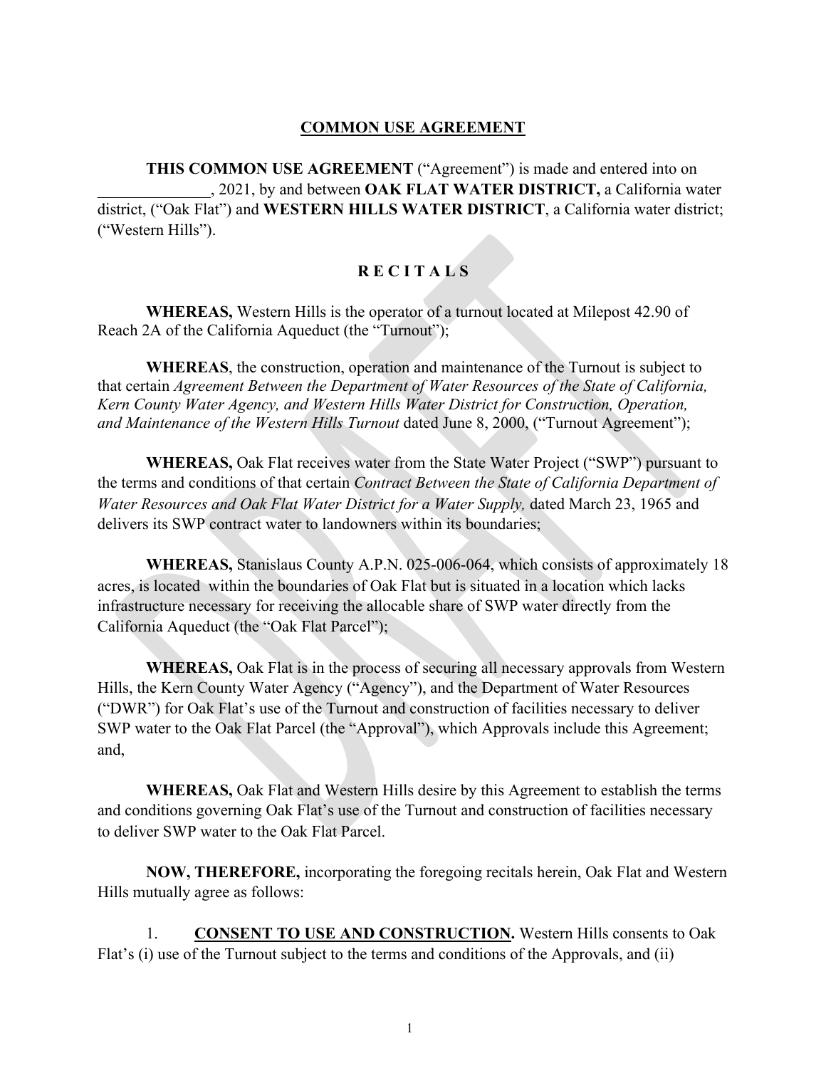# COMMON USE AGREEMENT

**THIS COMMON USE AGREEMENT** ("Agreement") is made and entered into on \_\_\_\_\_\_\_\_\_\_\_\_\_\_, 2021, by and between **OAK FLAT WATER DISTRICT,** a California water district, ("Oak Flat") and **WESTERN HILLS WATER DISTRICT**, a California water district; ("Western Hills").

## R E C I T A L S

**WHEREAS,** Western Hills is the operator of a turnout located at Milepost 42.90 of Reach 2A of the California Aqueduct (the "Turnout");

**WHEREAS**, the construction, operation and maintenance of the Turnout is subject to that certain *Agreement Between the Department of Water Resources of the State of California, Kern County Water Agency, and Western Hills Water District for Construction, Operation, and Maintenance of the Western Hills Turnout* dated June 8, 2000, ("Turnout Agreement");

**WHEREAS,** Oak Flat receives water from the State Water Project ("SWP") pursuant to the terms and conditions of that certain *Contract Between the State of California Department of Water Resources and Oak Flat Water District for a Water Supply,* dated March 23, 1965 and delivers its SWP contract water to landowners within its boundaries;

**WHEREAS,** Stanislaus County A.P.N. 025-006-064, which consists of approximately 18 acres, is located within the boundaries of Oak Flat but is situated in a location which lacks infrastructure necessary for receiving the allocable share of SWP water directly from the California Aqueduct (the "Oak Flat Parcel");

**WHEREAS,** Oak Flat is in the process of securing all necessary approvals from Western Hills, the Kern County Water Agency ("Agency"), and the Department of Water Resources ("DWR") for Oak Flat's use of the Turnout and construction of facilities necessary to deliver SWP water to the Oak Flat Parcel (the "Approval"), which Approvals include this Agreement; and,

**WHEREAS,** Oak Flat and Western Hills desire by this Agreement to establish the terms and conditions governing Oak Flat's use of the Turnout and construction of facilities necessary to deliver SWP water to the Oak Flat Parcel.

**NOW, THEREFORE,** incorporating the foregoing recitals herein, Oak Flat and Western Hills mutually agree as follows:

1. **CONSENT TO USE AND CONSTRUCTION.** Western Hills consents to Oak Flat's (i) use of the Turnout subject to the terms and conditions of the Approvals, and (ii)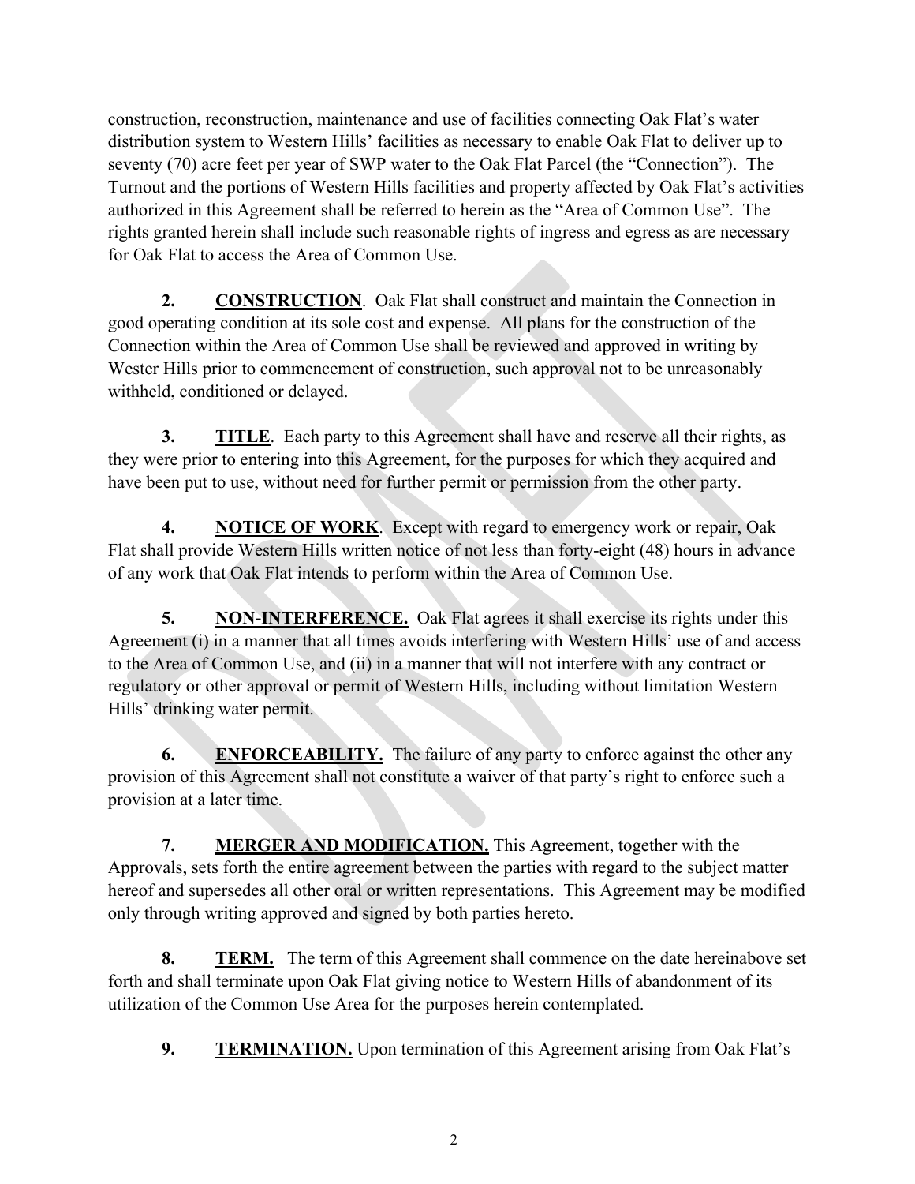construction, reconstruction, maintenance and use of facilities connecting Oak Flat's water distribution system to Western Hills' facilities as necessary to enable Oak Flat to deliver up to seventy (70) acre feet per year of SWP water to the Oak Flat Parcel (the "Connection"). The Turnout and the portions of Western Hills facilities and property affected by Oak Flat's activities authorized in this Agreement shall be referred to herein as the "Area of Common Use". The rights granted herein shall include such reasonable rights of ingress and egress as are necessary for Oak Flat to access the Area of Common Use.

**2. <u>CONSTRUCTION</u>**. Oak Flat shall construct and maintain the Connection in good operating condition at its sole cost and expense. All plans for the construction of the Connection within the Area of Common Use shall be reviewed and approved in writing by Wester Hills prior to commencement of construction, such approval not to be unreasonably withheld, conditioned or delayed.

**3. <u>TITLE</u>**. Each party to this Agreement shall have and reserve all their rights, as they were prior to entering into this Agreement, for the purposes for which they acquired and have been put to use, without need for further permit or permission from the other party.

**4. <u>NOTICE OF WORK</u>**. Except with regard to emergency work or repair, Oak Flat shall provide Western Hills written notice of not less than forty-eight (48) hours in advance of any work that Oak Flat intends to perform within the Area of Common Use.

**5. <u>NON-INTERFERENCE.</u>** Oak Flat agrees it shall exercise its rights under this Agreement (i) in a manner that all times avoids interfering with Western Hills' use of and access to the Area of Common Use, and (ii) in a manner that will not interfere with any contract or regulatory or other approval or permit of Western Hills, including without limitation Western Hills' drinking water permit.

**6. <u>ENFORCEABILITY.</u>** The failure of any party to enforce against the other any provision of this Agreement shall not constitute a waiver of that party's right to enforce such a provision at a later time.

**7. <u>MERGER AND MODIFICATION.</u>** This Agreement, together with the Approvals, sets forth the entire agreement between the parties with regard to the subject matter hereof and supersedes all other oral or written representations. This Agreement may be modified only through writing approved and signed by both parties hereto.

**8. <u>TERM.</u>** The term of this Agreement shall commence on the date hereinabove set forth and shall terminate upon Oak Flat giving notice to Western Hills of abandonment of its utilization of the Common Use Area for the purposes herein contemplated.

**9. <u>TERMINATION.</u>** Upon termination of this Agreement arising from Oak Flat's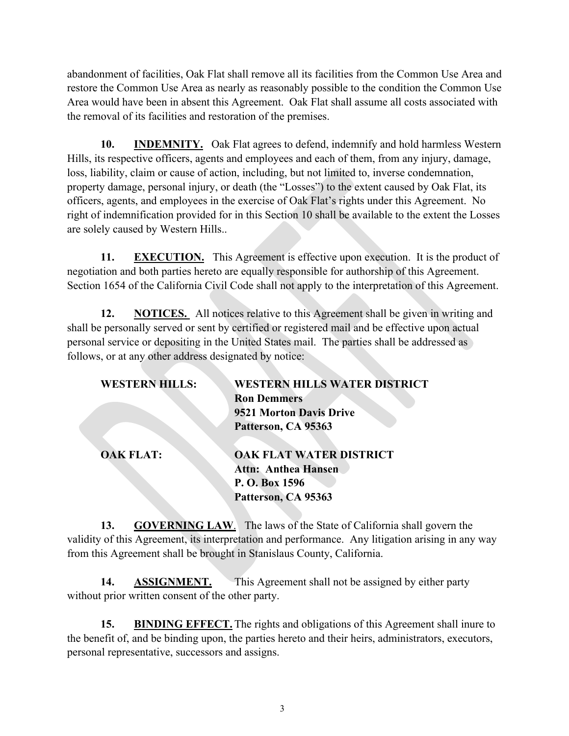abandonment of facilities, Oak Flat shall remove all its facilities from the Common Use Area and restore the Common Use Area as nearly as reasonably possible to the condition the Common Use Area would have been in absent this Agreement. Oak Flat shall assume all costs associated with the removal of its facilities and restoration of the premises.

**10. INDEMNITY.** Oak Flat agrees to defend, indemnify and hold harmless Western Hills, its respective officers, agents and employees and each of them, from any injury, damage, loss, liability, claim or cause of action, including, but not limited to, inverse condemnation, property damage, personal injury, or death (the "Losses") to the extent caused by Oak Flat, its officers, agents, and employees in the exercise of Oak Flat's rights under this Agreement. No right of indemnification provided for in this Section 10 shall be available to the extent the Losses are solely caused by Western Hills..

**11. EXECUTION.** This Agreement is effective upon execution. It is the product of negotiation and both parties hereto are equally responsible for authorship of this Agreement. Section 1654 of the California Civil Code shall not apply to the interpretation of this Agreement.

**12. NOTICES.** All notices relative to this Agreement shall be given in writing and shall be personally served or sent by certified or registered mail and be effective upon actual personal service or depositing in the United States mail. The parties shall be addressed as follows, or at any other address designated by notice:

**WESTERN HILLS:** **WESTERN HILLS WATER DISTRICT**
**Ron Demmers**
**9521 Morton Davis Drive**
**Patterson, CA 95363**

**OAK FLAT:** **OAK FLAT WATER DISTRICT**
**Attn: Anthea Hansen**
**P. O. Box 1596**
**Patterson, CA 95363**

**13. GOVERNING LAW.** The laws of the State of California shall govern the validity of this Agreement, its interpretation and performance. Any litigation arising in any way from this Agreement shall be brought in Stanislaus County, California.

**14. ASSIGNMENT.** This Agreement shall not be assigned by either party without prior written consent of the other party.

**15. BINDING EFFECT.** The rights and obligations of this Agreement shall inure to the benefit of, and be binding upon, the parties hereto and their heirs, administrators, executors, personal representative, successors and assigns.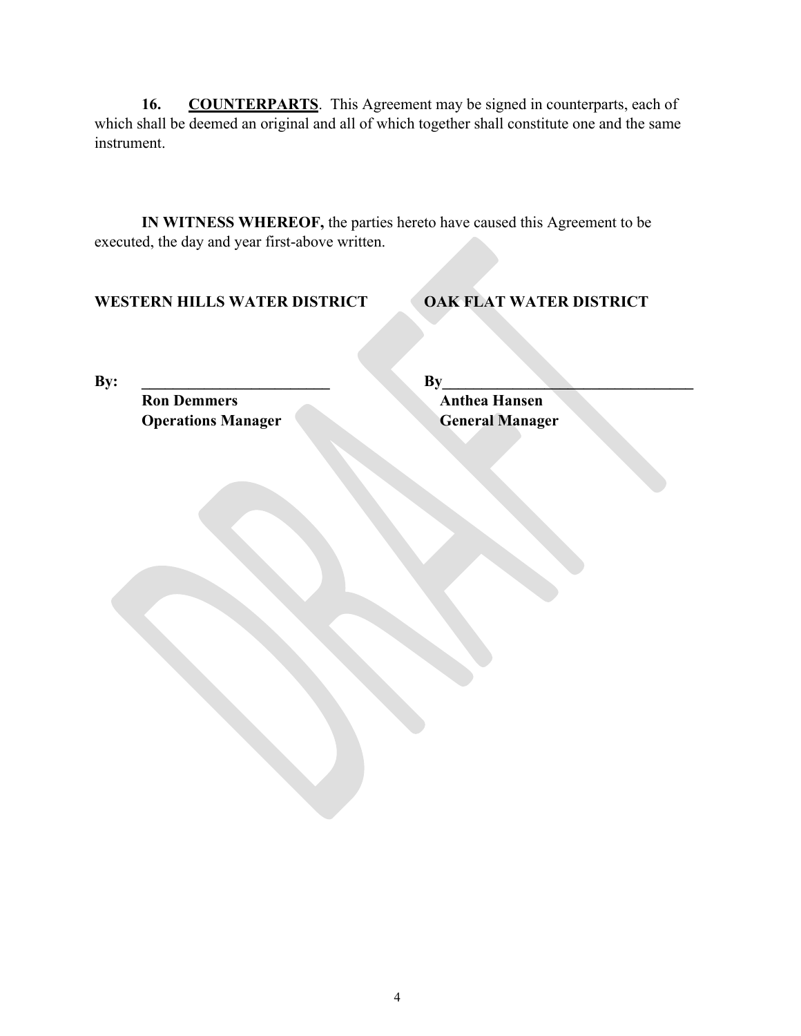**16. <u>COUNTERPARTS</u>**. This Agreement may be signed in counterparts, each of which shall be deemed an original and all of which together shall constitute one and the same instrument.

**IN WITNESS WHEREOF,** the parties hereto have caused this Agreement to be executed, the day and year first-above written.

**WESTERN HILLS WATER DISTRICT**

**By:** ________________________
**Ron Demmers**
**Operations Manager**

**OAK FLAT WATER DISTRICT**

**By**________________________________
**Anthea Hansen**
**General Manager**

DRAFT